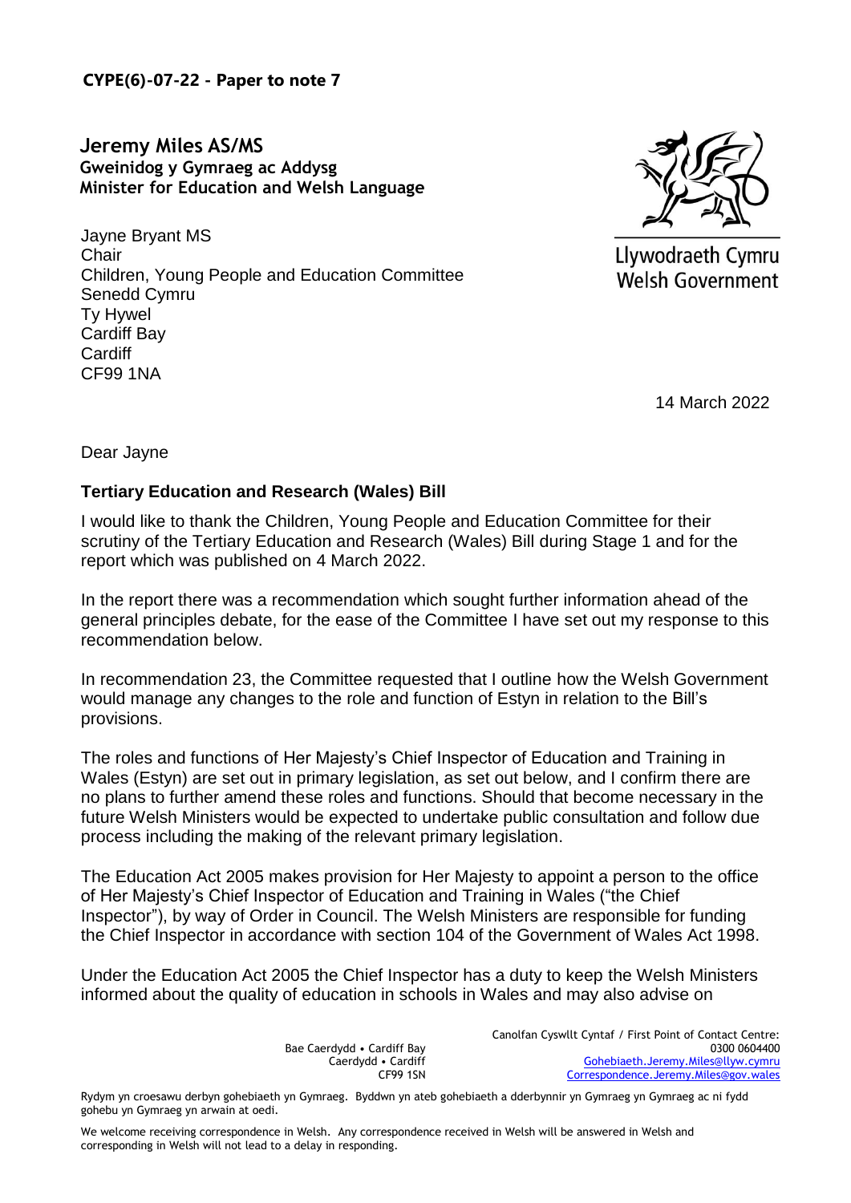**CYPE(6)-07-22 - Paper to note 7**

**Jeremy Miles AS/MS**
**Gweinidog y Gymraeg ac Addysg**
**Minister for Education and Welsh Language**

Llywodraeth Cymru
Welsh Government

Jayne Bryant MS
Chair
Children, Young People and Education Committee
Senedd Cymru
Ty Hywel
Cardiff Bay
Cardiff
CF99 1NA

14 March 2022

Dear Jayne

**Tertiary Education and Research (Wales) Bill**

I would like to thank the Children, Young People and Education Committee for their scrutiny of the Tertiary Education and Research (Wales) Bill during Stage 1 and for the report which was published on 4 March 2022.

In the report there was a recommendation which sought further information ahead of the general principles debate, for the ease of the Committee I have set out my response to this recommendation below.

In recommendation 23, the Committee requested that I outline how the Welsh Government would manage any changes to the role and function of Estyn in relation to the Bill's provisions.

The roles and functions of Her Majesty's Chief Inspector of Education and Training in Wales (Estyn) are set out in primary legislation, as set out below, and I confirm there are no plans to further amend these roles and functions. Should that become necessary in the future Welsh Ministers would be expected to undertake public consultation and follow due process including the making of the relevant primary legislation.

The Education Act 2005 makes provision for Her Majesty to appoint a person to the office of Her Majesty's Chief Inspector of Education and Training in Wales ("the Chief Inspector"), by way of Order in Council. The Welsh Ministers are responsible for funding the Chief Inspector in accordance with section 104 of the Government of Wales Act 1998.

Under the Education Act 2005 the Chief Inspector has a duty to keep the Welsh Ministers informed about the quality of education in schools in Wales and may also advise on

Bae Caerdydd • Cardiff Bay
Caerdydd • Cardiff
CF99 1SN

Canolfan Cyswllt Cyntaf / First Point of Contact Centre:
0300 0604400
Gohebiaeth.Jeremy.Miles@llyw.cymru
Correspondence.Jeremy.Miles@gov.wales

Rydym yn croesawu derbyn gohebiaeth yn Gymraeg. Byddwn yn ateb gohebiaeth a dderbynnir yn Gymraeg yn Gymraeg ac ni fydd gohebu yn Gymraeg yn arwain at oedi.

We welcome receiving correspondence in Welsh. Any correspondence received in Welsh will be answered in Welsh and corresponding in Welsh will not lead to a delay in responding.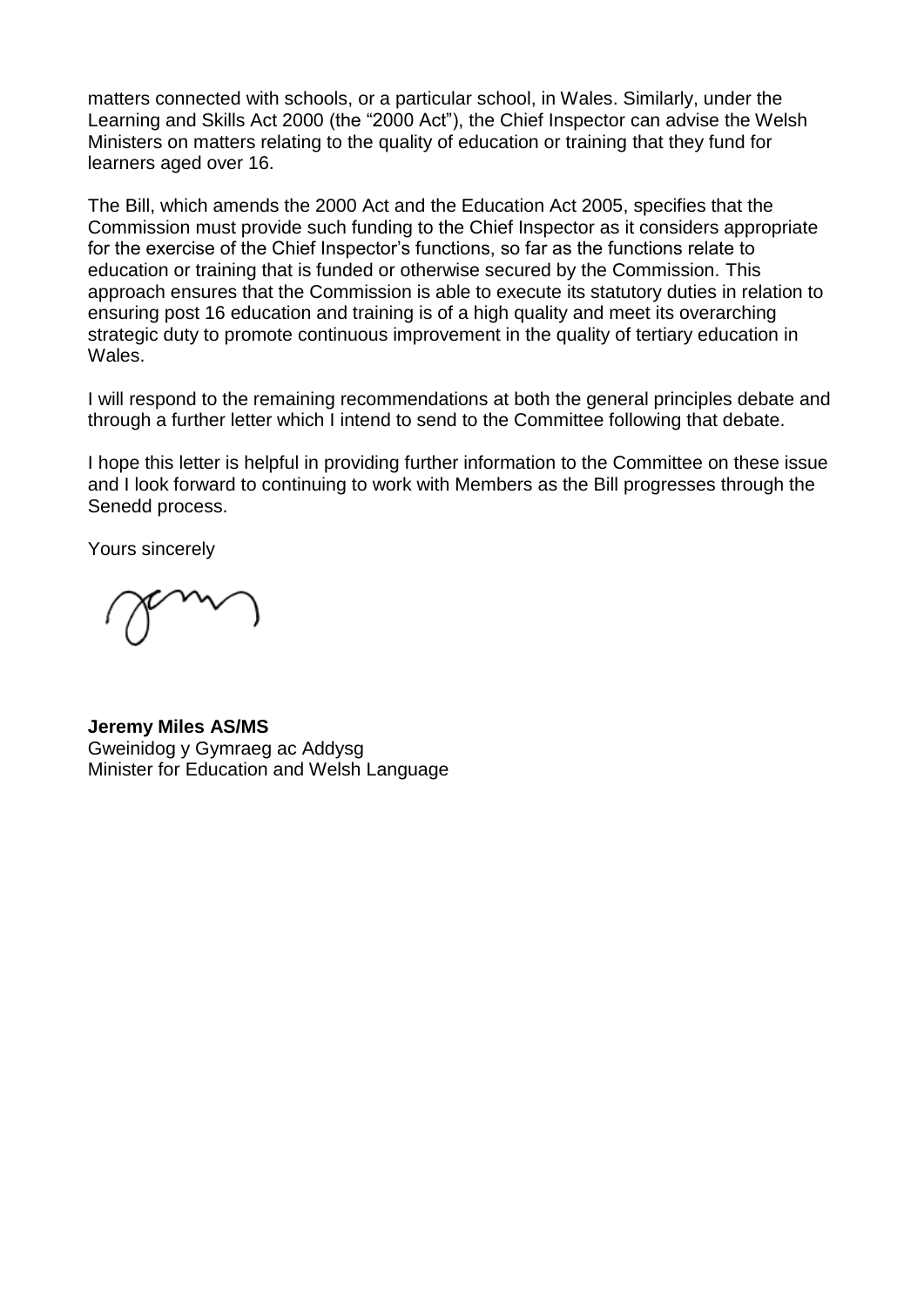matters connected with schools, or a particular school, in Wales. Similarly, under the Learning and Skills Act 2000 (the "2000 Act"), the Chief Inspector can advise the Welsh Ministers on matters relating to the quality of education or training that they fund for learners aged over 16.

The Bill, which amends the 2000 Act and the Education Act 2005, specifies that the Commission must provide such funding to the Chief Inspector as it considers appropriate for the exercise of the Chief Inspector's functions, so far as the functions relate to education or training that is funded or otherwise secured by the Commission. This approach ensures that the Commission is able to execute its statutory duties in relation to ensuring post 16 education and training is of a high quality and meet its overarching strategic duty to promote continuous improvement in the quality of tertiary education in Wales.

I will respond to the remaining recommendations at both the general principles debate and through a further letter which I intend to send to the Committee following that debate.

I hope this letter is helpful in providing further information to the Committee on these issue and I look forward to continuing to work with Members as the Bill progresses through the Senedd process.

Yours sincerely

**Jeremy Miles AS/MS**
Gweinidog y Gymraeg ac Addysg
Minister for Education and Welsh Language